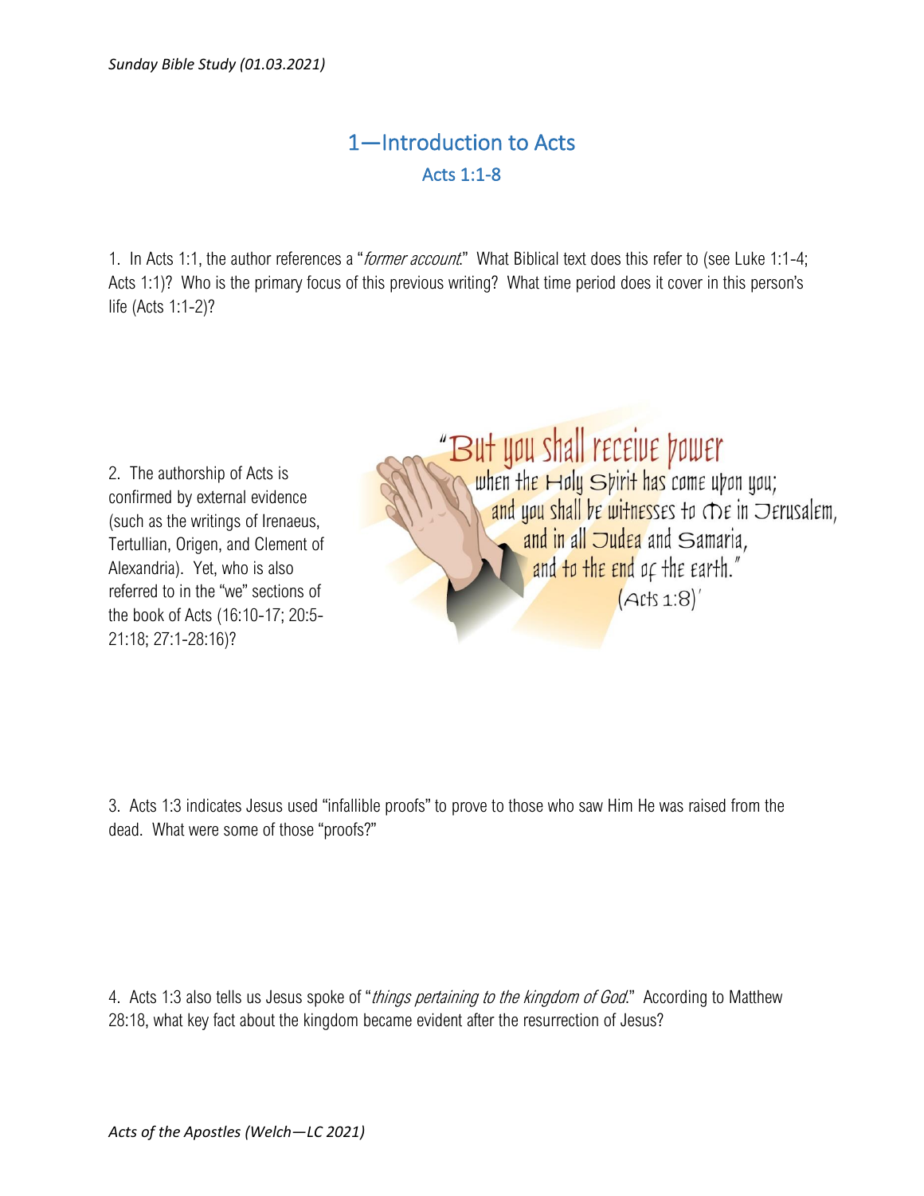# 1—Introduction to Acts

## Acts 1:1-8

1. In Acts 1:1, the author references a "*former account*." What Biblical text does this refer to (see Luke 1:1-4; Acts 1:1)? Who is the primary focus of this previous writing? What time period does it cover in this person's life (Acts 1:1-2)?

2. The authorship of Acts is confirmed by external evidence (such as the writings of Irenaeus, Tertullian, Origen, and Clement of Alexandria). Yet, who is also referred to in the "we" sections of the book of Acts (16:10-17; 20:5-21:18; 27:1-28:16)?

> "But you shall receive power when the Holy Spirit has come upon you; and you shall be witnesses to Me in Jerusalem, and in all Judea and Samaria, and to the end of the earth."
> (Acts 1:8)

3. Acts 1:3 indicates Jesus used "infallible proofs" to prove to those who saw Him He was raised from the dead. What were some of those "proofs?"

4. Acts 1:3 also tells us Jesus spoke of "*things pertaining to the kingdom of God*." According to Matthew 28:18, what key fact about the kingdom became evident after the resurrection of Jesus?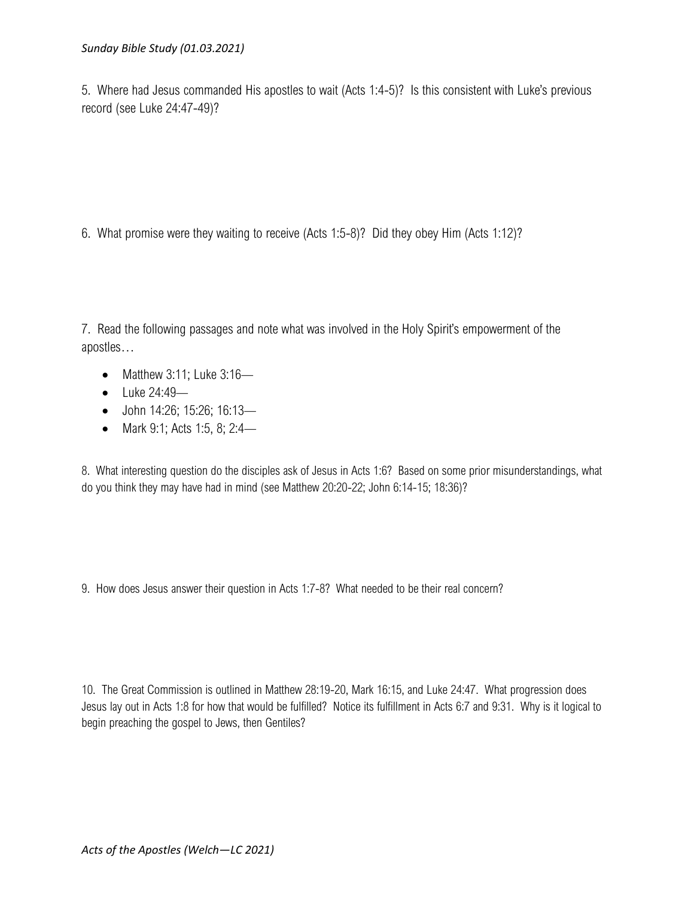5. Where had Jesus commanded His apostles to wait (Acts 1:4-5)? Is this consistent with Luke's previous record (see Luke 24:47-49)?

6. What promise were they waiting to receive (Acts 1:5-8)? Did they obey Him (Acts 1:12)?

7. Read the following passages and note what was involved in the Holy Spirit's empowerment of the apostles…

- Matthew 3:11; Luke 3:16—
- Luke 24:49—
- John 14:26; 15:26; 16:13—
- Mark 9:1; Acts 1:5, 8; 2:4—

8. What interesting question do the disciples ask of Jesus in Acts 1:6? Based on some prior misunderstandings, what do you think they may have had in mind (see Matthew 20:20-22; John 6:14-15; 18:36)?

9. How does Jesus answer their question in Acts 1:7-8? What needed to be their real concern?

10. The Great Commission is outlined in Matthew 28:19-20, Mark 16:15, and Luke 24:47. What progression does Jesus lay out in Acts 1:8 for how that would be fulfilled? Notice its fulfillment in Acts 6:7 and 9:31. Why is it logical to begin preaching the gospel to Jews, then Gentiles?